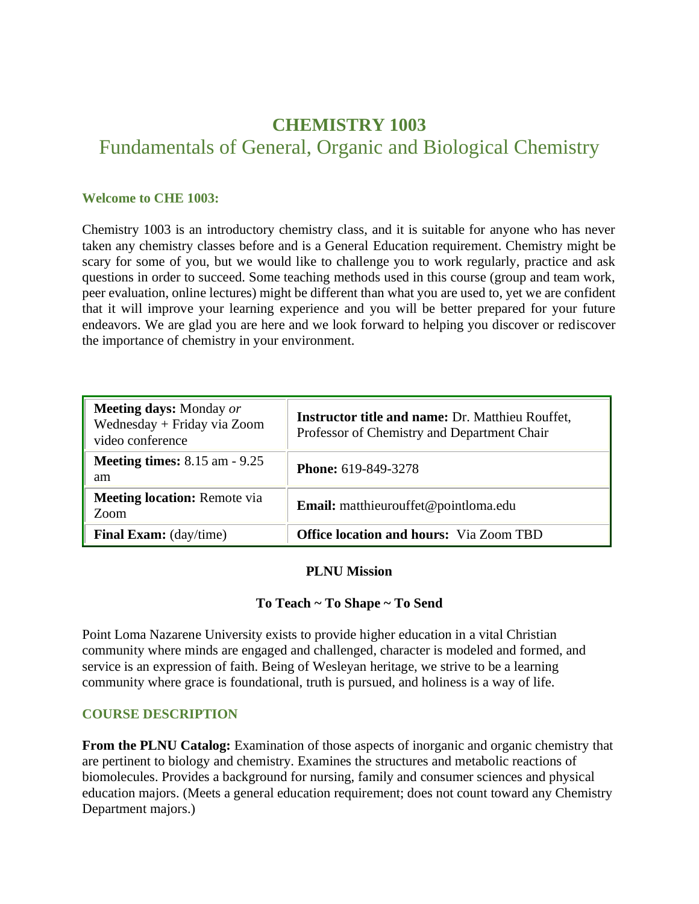# CHEMISTRY 1003

## Fundamentals of General, Organic and Biological Chemistry

### Welcome to CHE 1003:

Chemistry 1003 is an introductory chemistry class, and it is suitable for anyone who has never taken any chemistry classes before and is a General Education requirement. Chemistry might be scary for some of you, but we would like to challenge you to work regularly, practice and ask questions in order to succeed. Some teaching methods used in this course (group and team work, peer evaluation, online lectures) might be different than what you are used to, yet we are confident that it will improve your learning experience and you will be better prepared for your future endeavors. We are glad you are here and we look forward to helping you discover or rediscover the importance of chemistry in your environment.

| | |
|---|---|
| **Meeting days:** Monday *or* Wednesday + Friday via Zoom video conference | **Instructor title and name:** Dr. Matthieu Rouffet, Professor of Chemistry and Department Chair |
| **Meeting times:** 8.15 am - 9.25 am | **Phone:** 619-849-3278 |
| **Meeting location:** Remote via Zoom | **Email:** matthieurouffet@pointloma.edu |
| **Final Exam:** (day/time) | **Office location and hours:** Via Zoom TBD |

**PLNU Mission**

**To Teach ~ To Shape ~ To Send**

Point Loma Nazarene University exists to provide higher education in a vital Christian community where minds are engaged and challenged, character is modeled and formed, and service is an expression of faith. Being of Wesleyan heritage, we strive to be a learning community where grace is foundational, truth is pursued, and holiness is a way of life.

### COURSE DESCRIPTION

**From the PLNU Catalog:** Examination of those aspects of inorganic and organic chemistry that are pertinent to biology and chemistry. Examines the structures and metabolic reactions of biomolecules. Provides a background for nursing, family and consumer sciences and physical education majors. (Meets a general education requirement; does not count toward any Chemistry Department majors.)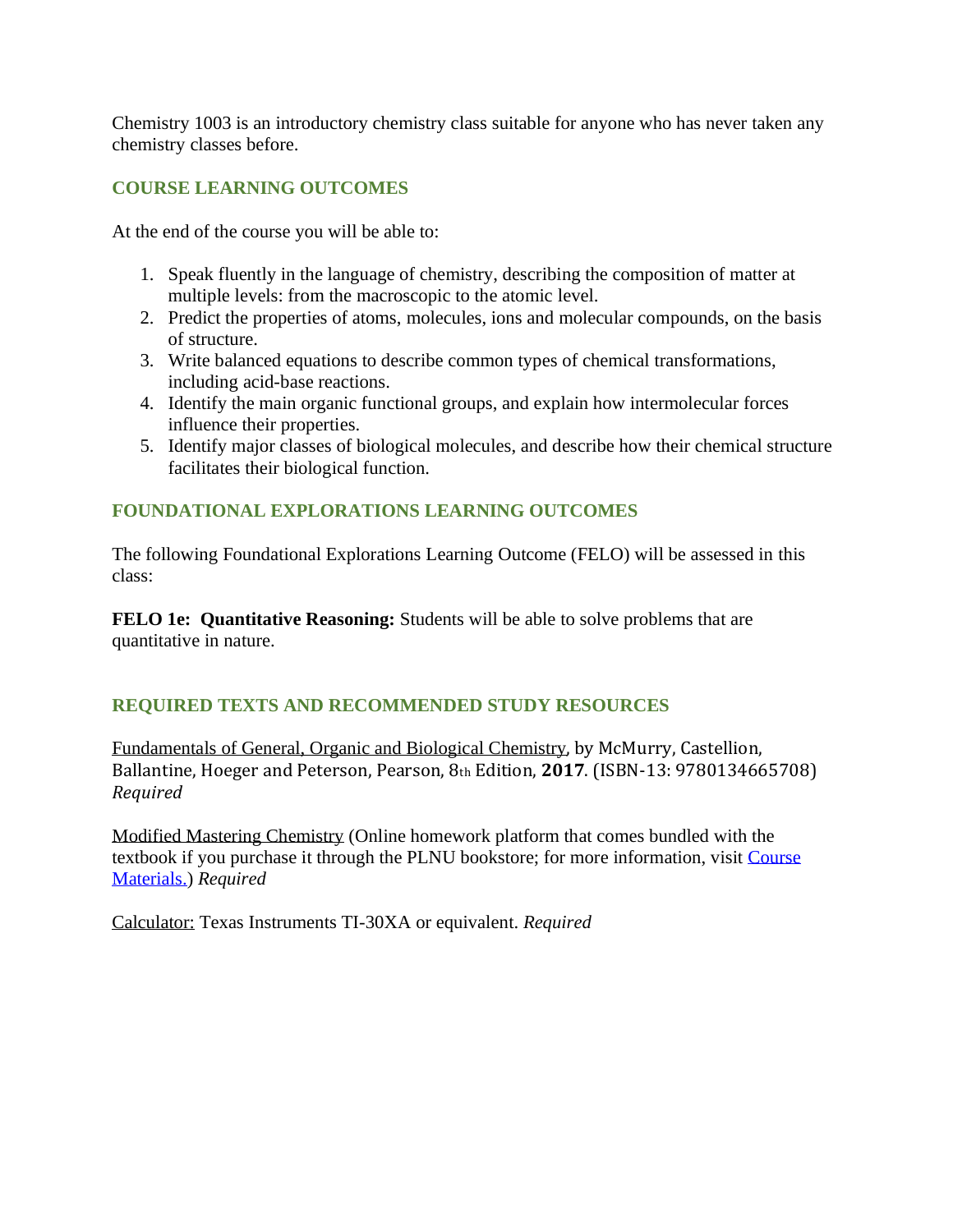Chemistry 1003 is an introductory chemistry class suitable for anyone who has never taken any chemistry classes before.

## COURSE LEARNING OUTCOMES

At the end of the course you will be able to:

1. Speak fluently in the language of chemistry, describing the composition of matter at multiple levels: from the macroscopic to the atomic level.
2. Predict the properties of atoms, molecules, ions and molecular compounds, on the basis of structure.
3. Write balanced equations to describe common types of chemical transformations, including acid-base reactions.
4. Identify the main organic functional groups, and explain how intermolecular forces influence their properties.
5. Identify major classes of biological molecules, and describe how their chemical structure facilitates their biological function.

## FOUNDATIONAL EXPLORATIONS LEARNING OUTCOMES

The following Foundational Explorations Learning Outcome (FELO) will be assessed in this class:

**FELO 1e: Quantitative Reasoning:** Students will be able to solve problems that are quantitative in nature.

## REQUIRED TEXTS AND RECOMMENDED STUDY RESOURCES

Fundamentals of General, Organic and Biological Chemistry, by McMurry, Castellion, Ballantine, Hoeger and Peterson, Pearson, 8th Edition, **2017**. (ISBN-13: 9780134665708) *Required*

Modified Mastering Chemistry (Online homework platform that comes bundled with the textbook if you purchase it through the PLNU bookstore; for more information, visit Course Materials.) *Required*

Calculator: Texas Instruments TI-30XA or equivalent. *Required*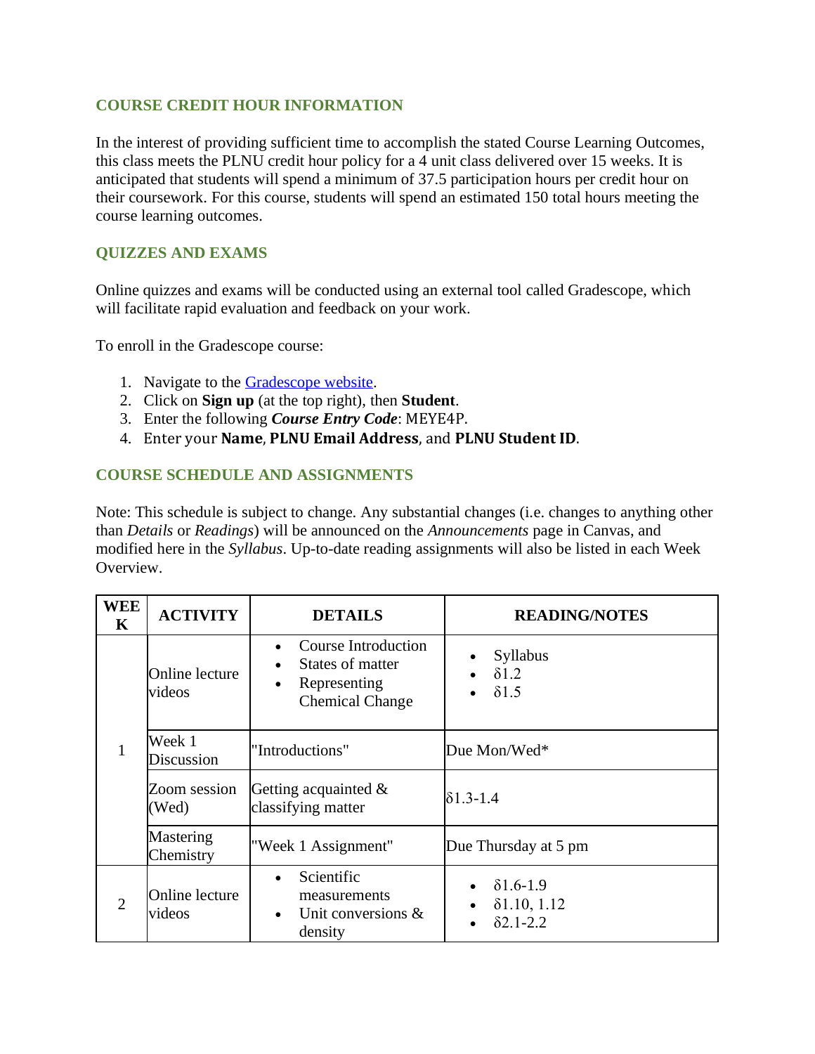## COURSE CREDIT HOUR INFORMATION

In the interest of providing sufficient time to accomplish the stated Course Learning Outcomes, this class meets the PLNU credit hour policy for a 4 unit class delivered over 15 weeks. It is anticipated that students will spend a minimum of 37.5 participation hours per credit hour on their coursework. For this course, students will spend an estimated 150 total hours meeting the course learning outcomes.

## QUIZZES AND EXAMS

Online quizzes and exams will be conducted using an external tool called Gradescope, which will facilitate rapid evaluation and feedback on your work.

To enroll in the Gradescope course:

1. Navigate to the Gradescope website.
2. Click on **Sign up** (at the top right), then **Student**.
3. Enter the following ***Course Entry Code***: MEYE4P.
4. Enter your **Name**, **PLNU Email Address**, and **PLNU Student ID**.

## COURSE SCHEDULE AND ASSIGNMENTS

Note: This schedule is subject to change. Any substantial changes (i.e. changes to anything other than *Details* or *Readings*) will be announced on the *Announcements* page in Canvas, and modified here in the *Syllabus*. Up-to-date reading assignments will also be listed in each Week Overview.

| WEEK | ACTIVITY | DETAILS | READING/NOTES |
|---|---|---|---|
| 1 | Online lecture videos | • Course Introduction<br>• States of matter<br>• Representing Chemical Change | • Syllabus<br>• δ1.2<br>• δ1.5 |
| | Week 1 Discussion | "Introductions" | Due Mon/Wed* |
| | Zoom session (Wed) | Getting acquainted & classifying matter | δ1.3-1.4 |
| | Mastering Chemistry | "Week 1 Assignment" | Due Thursday at 5 pm |
| 2 | Online lecture videos | • Scientific measurements<br>• Unit conversions & density | • δ1.6-1.9<br>• δ1.10, 1.12<br>• δ2.1-2.2 |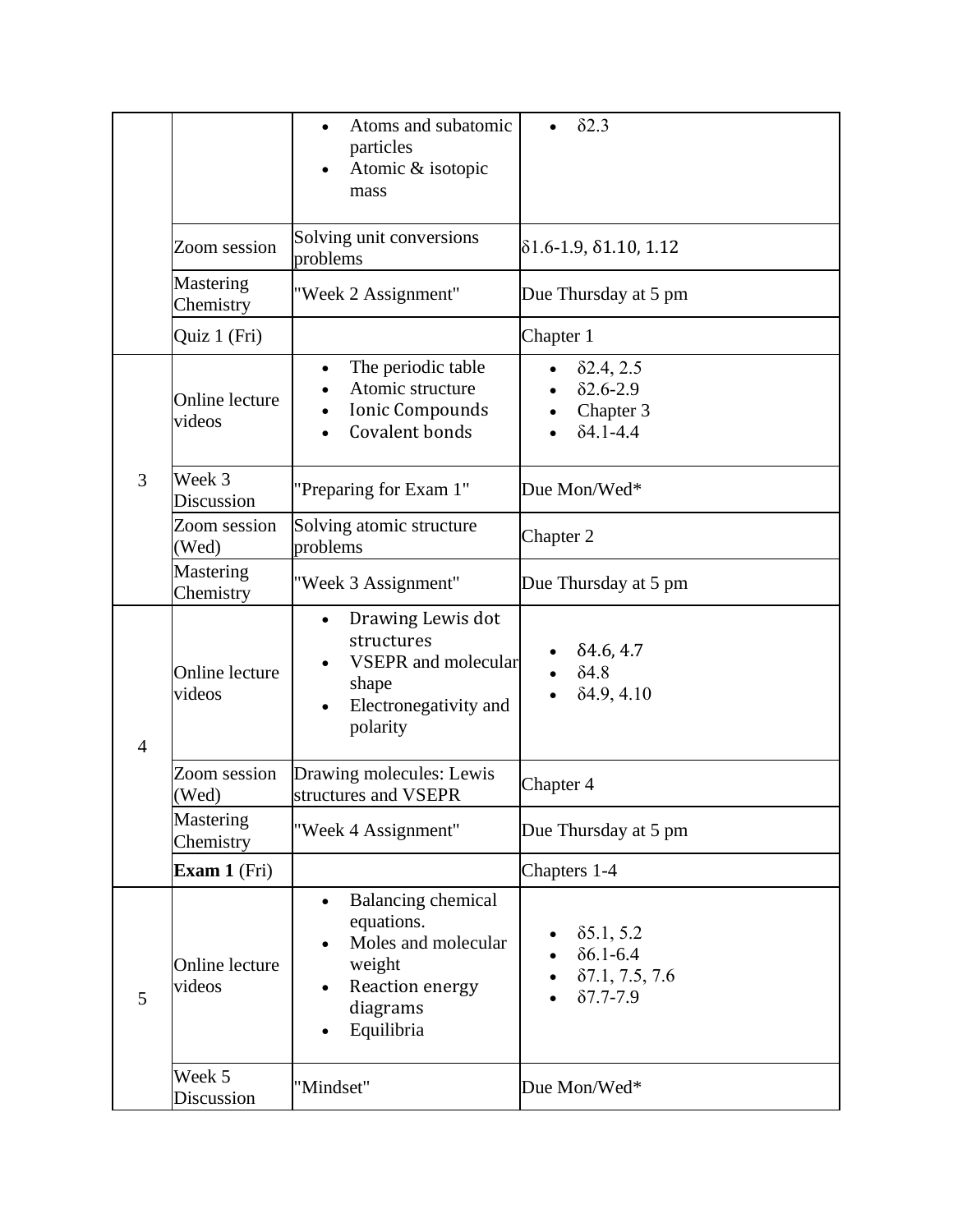| | | | |
|---|---|---|---|
| | | • Atoms and subatomic particles<br>• Atomic & isotopic mass | • δ2.3 |
| | Zoom session | Solving unit conversions problems | δ1.6-1.9, δ1.10, 1.12 |
| | Mastering Chemistry | "Week 2 Assignment" | Due Thursday at 5 pm |
| | Quiz 1 (Fri) | | Chapter 1 |
| 3 | Online lecture videos | • The periodic table<br>• Atomic structure<br>• Ionic Compounds<br>• Covalent bonds | • δ2.4, 2.5<br>• δ2.6-2.9<br>• Chapter 3<br>• δ4.1-4.4 |
| | Week 3 Discussion | "Preparing for Exam 1" | Due Mon/Wed* |
| | Zoom session (Wed) | Solving atomic structure problems | Chapter 2 |
| | Mastering Chemistry | "Week 3 Assignment" | Due Thursday at 5 pm |
| 4 | Online lecture videos | • Drawing Lewis dot structures<br>• VSEPR and molecular shape<br>• Electronegativity and polarity | • δ4.6, 4.7<br>• δ4.8<br>• δ4.9, 4.10 |
| | Zoom session (Wed) | Drawing molecules: Lewis structures and VSEPR | Chapter 4 |
| | Mastering Chemistry | "Week 4 Assignment" | Due Thursday at 5 pm |
| | **Exam 1** (Fri) | | Chapters 1-4 |
| 5 | Online lecture videos | • Balancing chemical equations.<br>• Moles and molecular weight<br>• Reaction energy diagrams<br>• Equilibria | • δ5.1, 5.2<br>• δ6.1-6.4<br>• δ7.1, 7.5, 7.6<br>• δ7.7-7.9 |
| | Week 5 Discussion | "Mindset" | Due Mon/Wed* |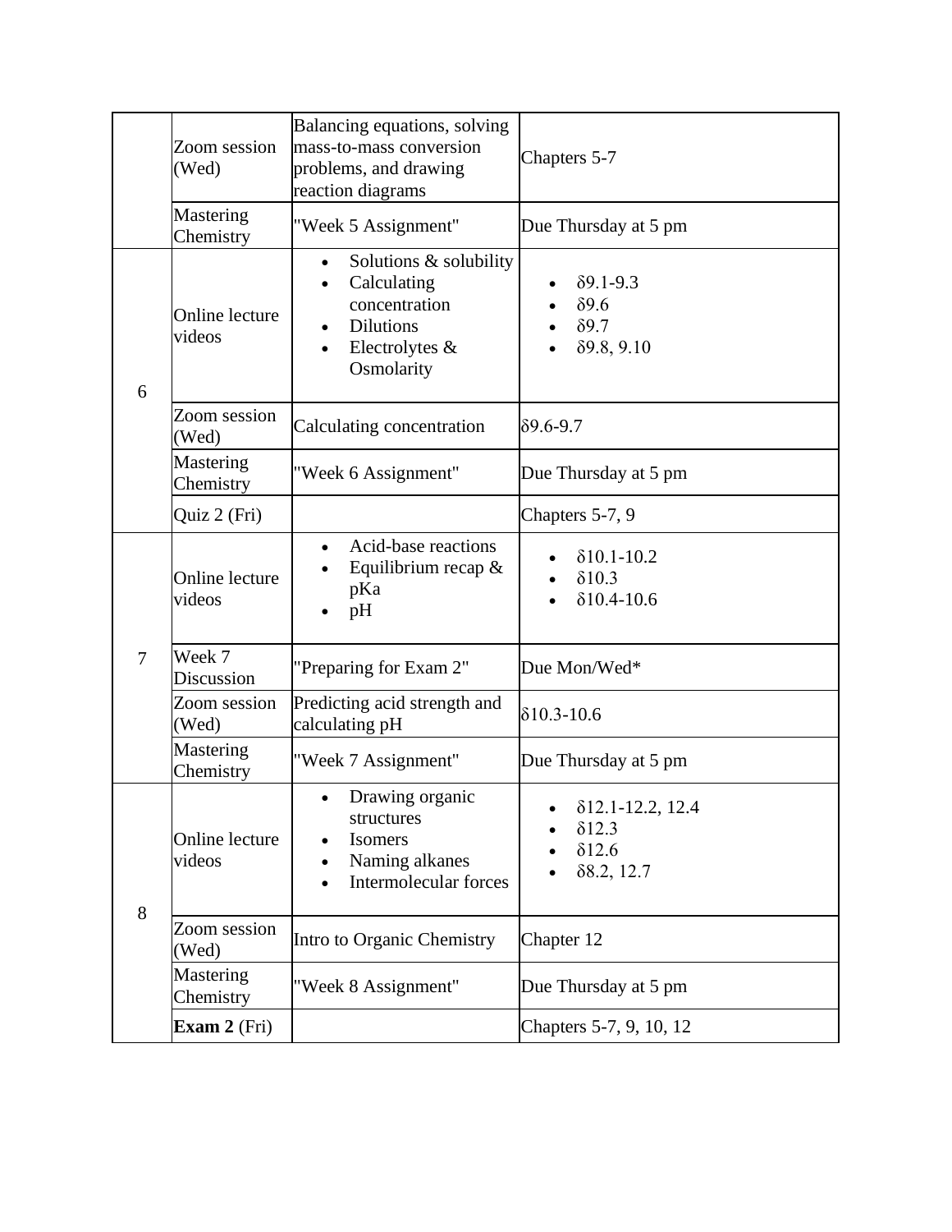| | | | |
|---|---|---|---|
| | Zoom session (Wed) | Balancing equations, solving mass-to-mass conversion problems, and drawing reaction diagrams | Chapters 5-7 |
| | Mastering Chemistry | "Week 5 Assignment" | Due Thursday at 5 pm |
| 6 | Online lecture videos | • Solutions & solubility<br>• Calculating concentration<br>• Dilutions<br>• Electrolytes & Osmolarity | • δ9.1-9.3<br>• δ9.6<br>• δ9.7<br>• δ9.8, 9.10 |
| | Zoom session (Wed) | Calculating concentration | δ9.6-9.7 |
| | Mastering Chemistry | "Week 6 Assignment" | Due Thursday at 5 pm |
| | Quiz 2 (Fri) | | Chapters 5-7, 9 |
| 7 | Online lecture videos | • Acid-base reactions<br>• Equilibrium recap & pKa<br>• pH | • δ10.1-10.2<br>• δ10.3<br>• δ10.4-10.6 |
| | Week 7 Discussion | "Preparing for Exam 2" | Due Mon/Wed* |
| | Zoom session (Wed) | Predicting acid strength and calculating pH | δ10.3-10.6 |
| | Mastering Chemistry | "Week 7 Assignment" | Due Thursday at 5 pm |
| 8 | Online lecture videos | • Drawing organic structures<br>• Isomers<br>• Naming alkanes<br>• Intermolecular forces | • δ12.1-12.2, 12.4<br>• δ12.3<br>• δ12.6<br>• δ8.2, 12.7 |
| | Zoom session (Wed) | Intro to Organic Chemistry | Chapter 12 |
| | Mastering Chemistry | "Week 8 Assignment" | Due Thursday at 5 pm |
| | **Exam 2** (Fri) | | Chapters 5-7, 9, 10, 12 |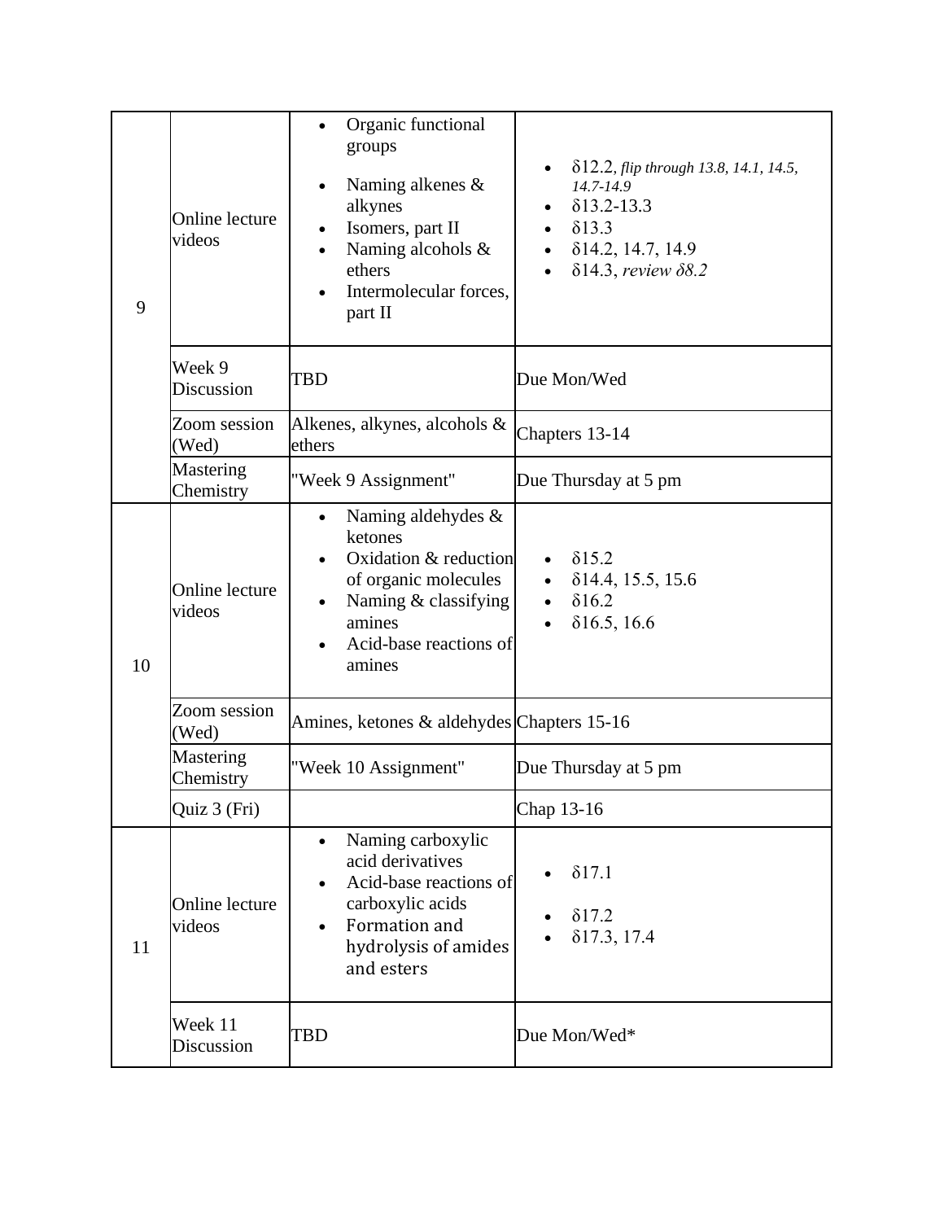| | | | |
|---|---|---|---|
| 9 | Online lecture videos | • Organic functional groups<br>• Naming alkenes & alkynes<br>• Isomers, part II<br>• Naming alcohols & ethers<br>• Intermolecular forces, part II | • δ12.2, *flip through 13.8, 14.1, 14.5, 14.7-14.9*<br>• δ13.2-13.3<br>• δ13.3<br>• δ14.2, 14.7, 14.9<br>• δ14.3, *review δ8.2* |
| | Week 9 Discussion | TBD | Due Mon/Wed |
| | Zoom session (Wed) | Alkenes, alkynes, alcohols & ethers | Chapters 13-14 |
| | Mastering Chemistry | "Week 9 Assignment" | Due Thursday at 5 pm |
| 10 | Online lecture videos | • Naming aldehydes & ketones<br>• Oxidation & reduction of organic molecules<br>• Naming & classifying amines<br>• Acid-base reactions of amines | • δ15.2<br>• δ14.4, 15.5, 15.6<br>• δ16.2<br>• δ16.5, 16.6 |
| | Zoom session (Wed) | Amines, ketones & aldehydes | Chapters 15-16 |
| | Mastering Chemistry | "Week 10 Assignment" | Due Thursday at 5 pm |
| | Quiz 3 (Fri) | | Chap 13-16 |
| 11 | Online lecture videos | • Naming carboxylic acid derivatives<br>• Acid-base reactions of carboxylic acids<br>• Formation and hydrolysis of amides and esters | • δ17.1<br>• δ17.2<br>• δ17.3, 17.4 |
| | Week 11 Discussion | TBD | Due Mon/Wed* |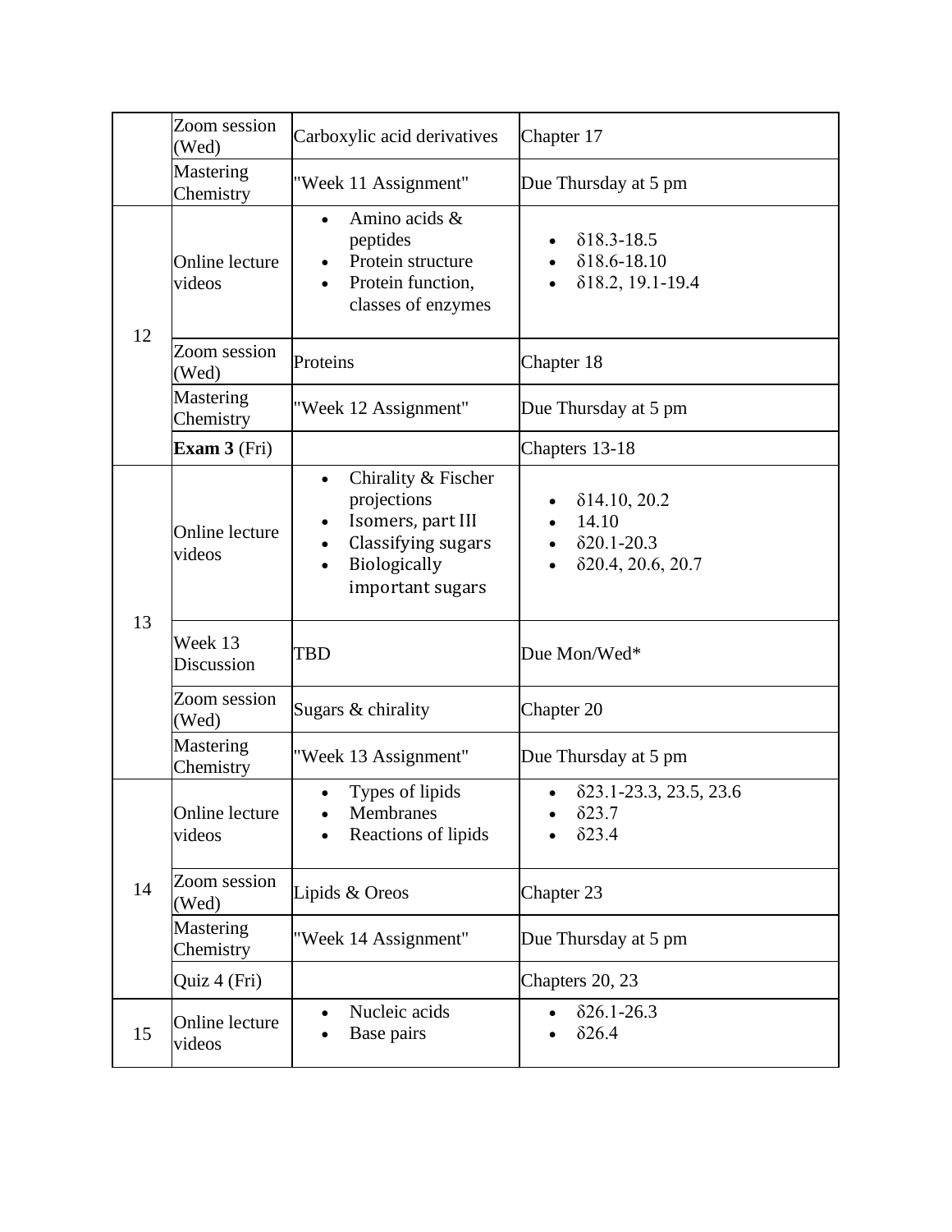| | | | |
|---|---|---|---|
| | Zoom session (Wed) | Carboxylic acid derivatives | Chapter 17 |
| | Mastering Chemistry | "Week 11 Assignment" | Due Thursday at 5 pm |
| 12 | Online lecture videos | • Amino acids & peptides<br>• Protein structure<br>• Protein function, classes of enzymes | • δ18.3-18.5<br>• δ18.6-18.10<br>• δ18.2, 19.1-19.4 |
| | Zoom session (Wed) | Proteins | Chapter 18 |
| | Mastering Chemistry | "Week 12 Assignment" | Due Thursday at 5 pm |
| | **Exam 3** (Fri) | | Chapters 13-18 |
| 13 | Online lecture videos | • Chirality & Fischer projections<br>• Isomers, part III<br>• Classifying sugars<br>• Biologically important sugars | • δ14.10, 20.2<br>• 14.10<br>• δ20.1-20.3<br>• δ20.4, 20.6, 20.7 |
| | Week 13 Discussion | TBD | Due Mon/Wed* |
| | Zoom session (Wed) | Sugars & chirality | Chapter 20 |
| | Mastering Chemistry | "Week 13 Assignment" | Due Thursday at 5 pm |
| 14 | Online lecture videos | • Types of lipids<br>• Membranes<br>• Reactions of lipids | • δ23.1-23.3, 23.5, 23.6<br>• δ23.7<br>• δ23.4 |
| | Zoom session (Wed) | Lipids & Oreos | Chapter 23 |
| | Mastering Chemistry | "Week 14 Assignment" | Due Thursday at 5 pm |
| | Quiz 4 (Fri) | | Chapters 20, 23 |
| 15 | Online lecture videos | • Nucleic acids<br>• Base pairs | • δ26.1-26.3<br>• δ26.4 |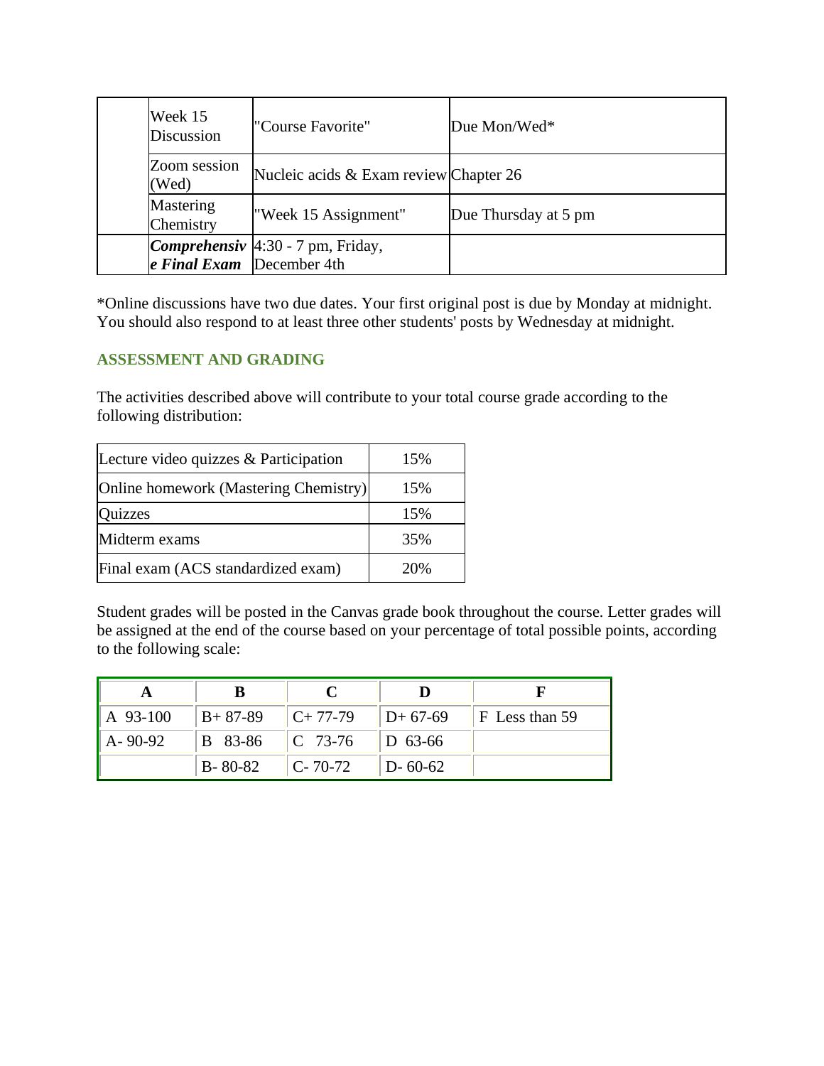| | | | |
|---|---|---|---|
| | Week 15 Discussion | "Course Favorite" | Due Mon/Wed* |
| | Zoom session (Wed) | Nucleic acids & Exam review | Chapter 26 |
| | Mastering Chemistry | "Week 15 Assignment" | Due Thursday at 5 pm |
| | ***Comprehensive Final Exam*** | 4:30 - 7 pm, Friday, December 4th | |

*Online discussions have two due dates. Your first original post is due by Monday at midnight. You should also respond to at least three other students' posts by Wednesday at midnight.

### ASSESSMENT AND GRADING

The activities described above will contribute to your total course grade according to the following distribution:

| | |
|---|---|
| Lecture video quizzes & Participation | 15% |
| Online homework (Mastering Chemistry) | 15% |
| Quizzes | 15% |
| Midterm exams | 35% |
| Final exam (ACS standardized exam) | 20% |

Student grades will be posted in the Canvas grade book throughout the course. Letter grades will be assigned at the end of the course based on your percentage of total possible points, according to the following scale:

| A | B | C | D | F |
|---|---|---|---|---|
| A 93-100 | B+ 87-89 | C+ 77-79 | D+ 67-69 | F Less than 59 |
| A- 90-92 | B 83-86 | C 73-76 | D 63-66 | |
| | B- 80-82 | C- 70-72 | D- 60-62 | |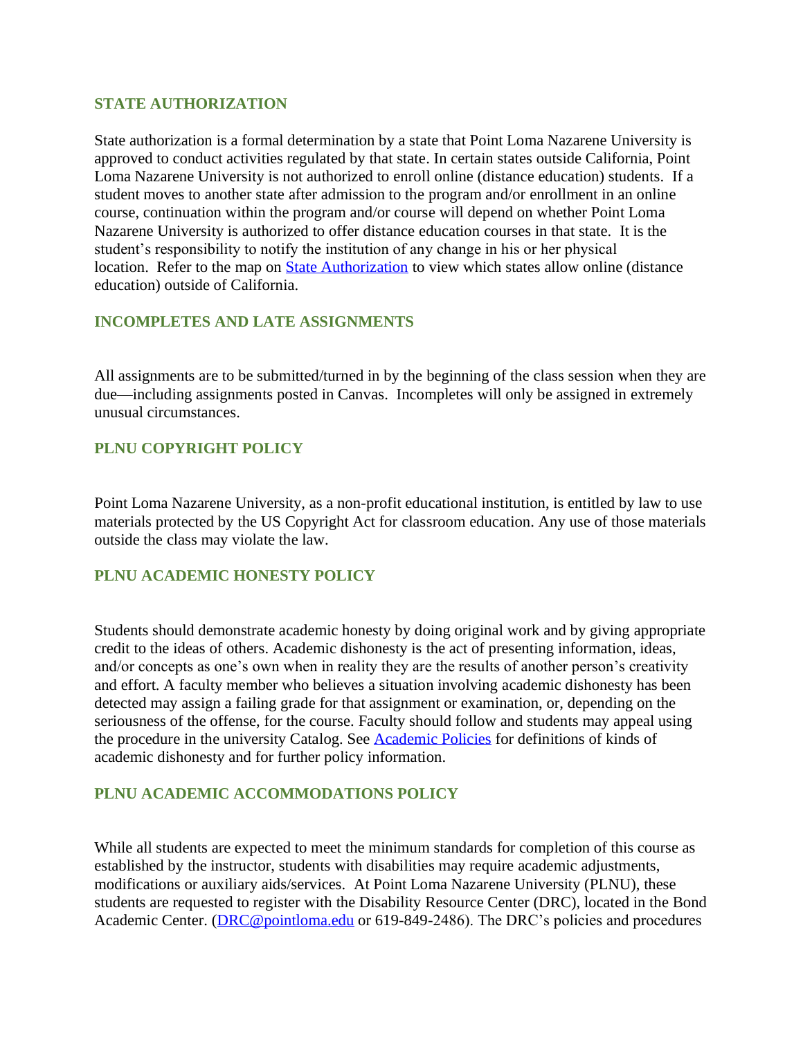## STATE AUTHORIZATION

State authorization is a formal determination by a state that Point Loma Nazarene University is approved to conduct activities regulated by that state. In certain states outside California, Point Loma Nazarene University is not authorized to enroll online (distance education) students. If a student moves to another state after admission to the program and/or enrollment in an online course, continuation within the program and/or course will depend on whether Point Loma Nazarene University is authorized to offer distance education courses in that state. It is the student's responsibility to notify the institution of any change in his or her physical location. Refer to the map on [State Authorization]() to view which states allow online (distance education) outside of California.

## INCOMPLETES AND LATE ASSIGNMENTS

All assignments are to be submitted/turned in by the beginning of the class session when they are due—including assignments posted in Canvas. Incompletes will only be assigned in extremely unusual circumstances.

## PLNU COPYRIGHT POLICY

Point Loma Nazarene University, as a non-profit educational institution, is entitled by law to use materials protected by the US Copyright Act for classroom education. Any use of those materials outside the class may violate the law.

## PLNU ACADEMIC HONESTY POLICY

Students should demonstrate academic honesty by doing original work and by giving appropriate credit to the ideas of others. Academic dishonesty is the act of presenting information, ideas, and/or concepts as one's own when in reality they are the results of another person's creativity and effort. A faculty member who believes a situation involving academic dishonesty has been detected may assign a failing grade for that assignment or examination, or, depending on the seriousness of the offense, for the course. Faculty should follow and students may appeal using the procedure in the university Catalog. See [Academic Policies]() for definitions of kinds of academic dishonesty and for further policy information.

## PLNU ACADEMIC ACCOMMODATIONS POLICY

While all students are expected to meet the minimum standards for completion of this course as established by the instructor, students with disabilities may require academic adjustments, modifications or auxiliary aids/services. At Point Loma Nazarene University (PLNU), these students are requested to register with the Disability Resource Center (DRC), located in the Bond Academic Center. ([DRC@pointloma.edu](mailto:DRC@pointloma.edu) or 619-849-2486). The DRC's policies and procedures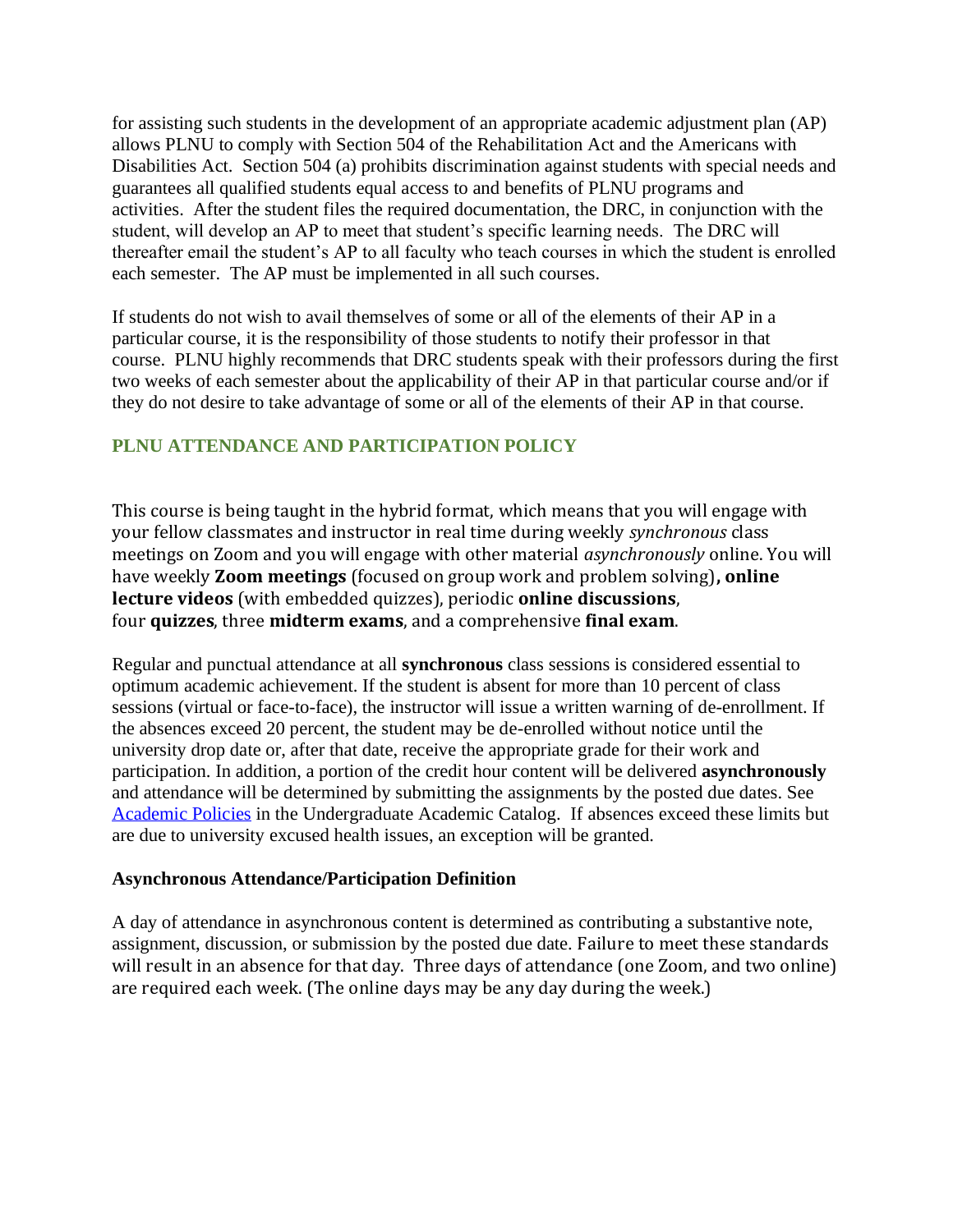for assisting such students in the development of an appropriate academic adjustment plan (AP) allows PLNU to comply with Section 504 of the Rehabilitation Act and the Americans with Disabilities Act. Section 504 (a) prohibits discrimination against students with special needs and guarantees all qualified students equal access to and benefits of PLNU programs and activities. After the student files the required documentation, the DRC, in conjunction with the student, will develop an AP to meet that student's specific learning needs. The DRC will thereafter email the student's AP to all faculty who teach courses in which the student is enrolled each semester. The AP must be implemented in all such courses.

If students do not wish to avail themselves of some or all of the elements of their AP in a particular course, it is the responsibility of those students to notify their professor in that course. PLNU highly recommends that DRC students speak with their professors during the first two weeks of each semester about the applicability of their AP in that particular course and/or if they do not desire to take advantage of some or all of the elements of their AP in that course.

## PLNU ATTENDANCE AND PARTICIPATION POLICY

This course is being taught in the hybrid format, which means that you will engage with your fellow classmates and instructor in real time during weekly *synchronous* class meetings on Zoom and you will engage with other material *asynchronously* online. You will have weekly **Zoom meetings** (focused on group work and problem solving)**, online lecture videos** (with embedded quizzes), periodic **online discussions**, four **quizzes**, three **midterm exams**, and a comprehensive **final exam**.

Regular and punctual attendance at all **synchronous** class sessions is considered essential to optimum academic achievement. If the student is absent for more than 10 percent of class sessions (virtual or face-to-face), the instructor will issue a written warning of de-enrollment. If the absences exceed 20 percent, the student may be de-enrolled without notice until the university drop date or, after that date, receive the appropriate grade for their work and participation. In addition, a portion of the credit hour content will be delivered **asynchronously** and attendance will be determined by submitting the assignments by the posted due dates. See [Academic Policies](Academic Policies) in the Undergraduate Academic Catalog. If absences exceed these limits but are due to university excused health issues, an exception will be granted.

**Asynchronous Attendance/Participation Definition**

A day of attendance in asynchronous content is determined as contributing a substantive note, assignment, discussion, or submission by the posted due date. Failure to meet these standards will result in an absence for that day. Three days of attendance (one Zoom, and two online) are required each week. (The online days may be any day during the week.)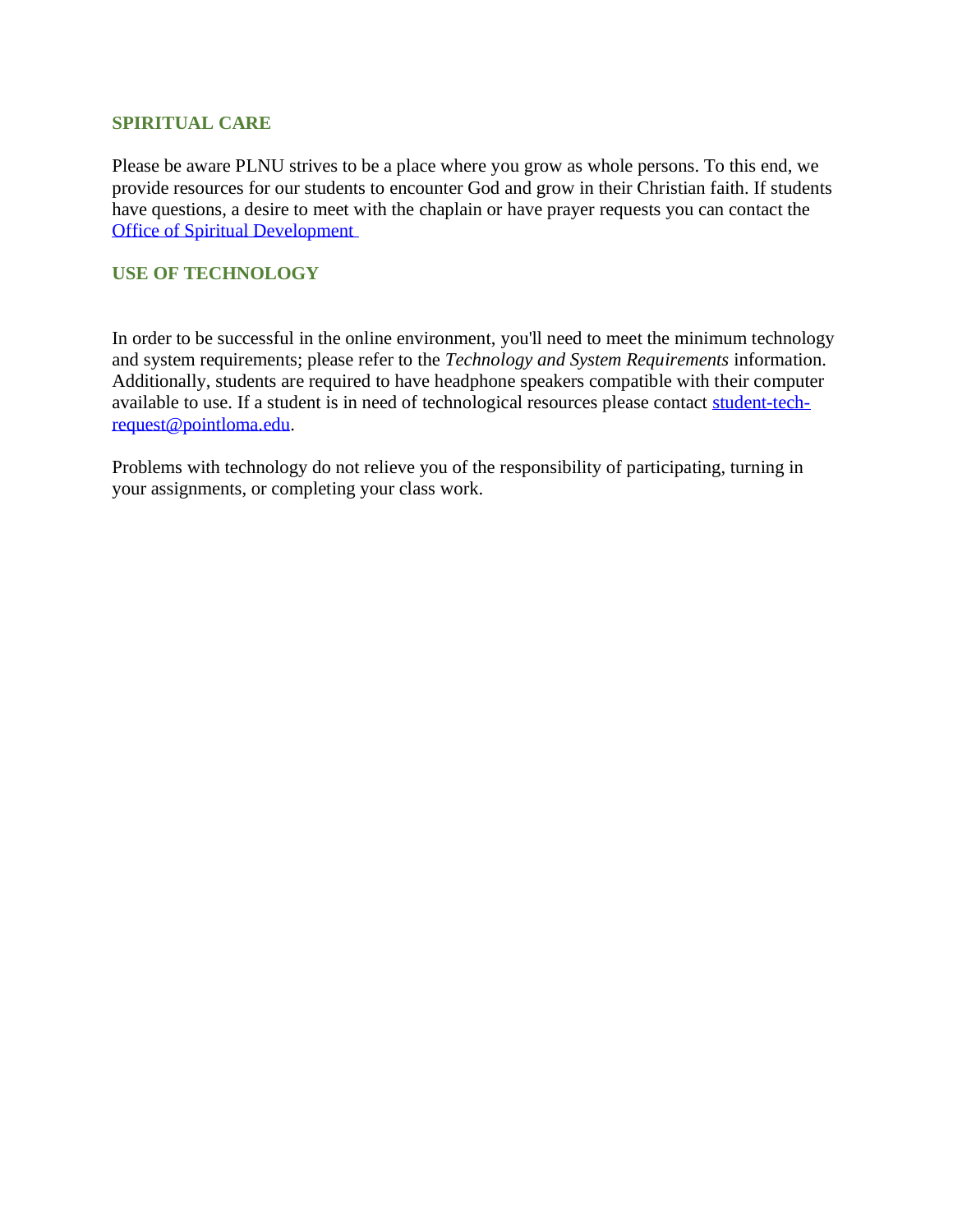### SPIRITUAL CARE

Please be aware PLNU strives to be a place where you grow as whole persons. To this end, we provide resources for our students to encounter God and grow in their Christian faith. If students have questions, a desire to meet with the chaplain or have prayer requests you can contact the Office of Spiritual Development

### USE OF TECHNOLOGY

In order to be successful in the online environment, you'll need to meet the minimum technology and system requirements; please refer to the *Technology and System Requirements* information. Additionally, students are required to have headphone speakers compatible with their computer available to use. If a student is in need of technological resources please contact student-tech-request@pointloma.edu.

Problems with technology do not relieve you of the responsibility of participating, turning in your assignments, or completing your class work.